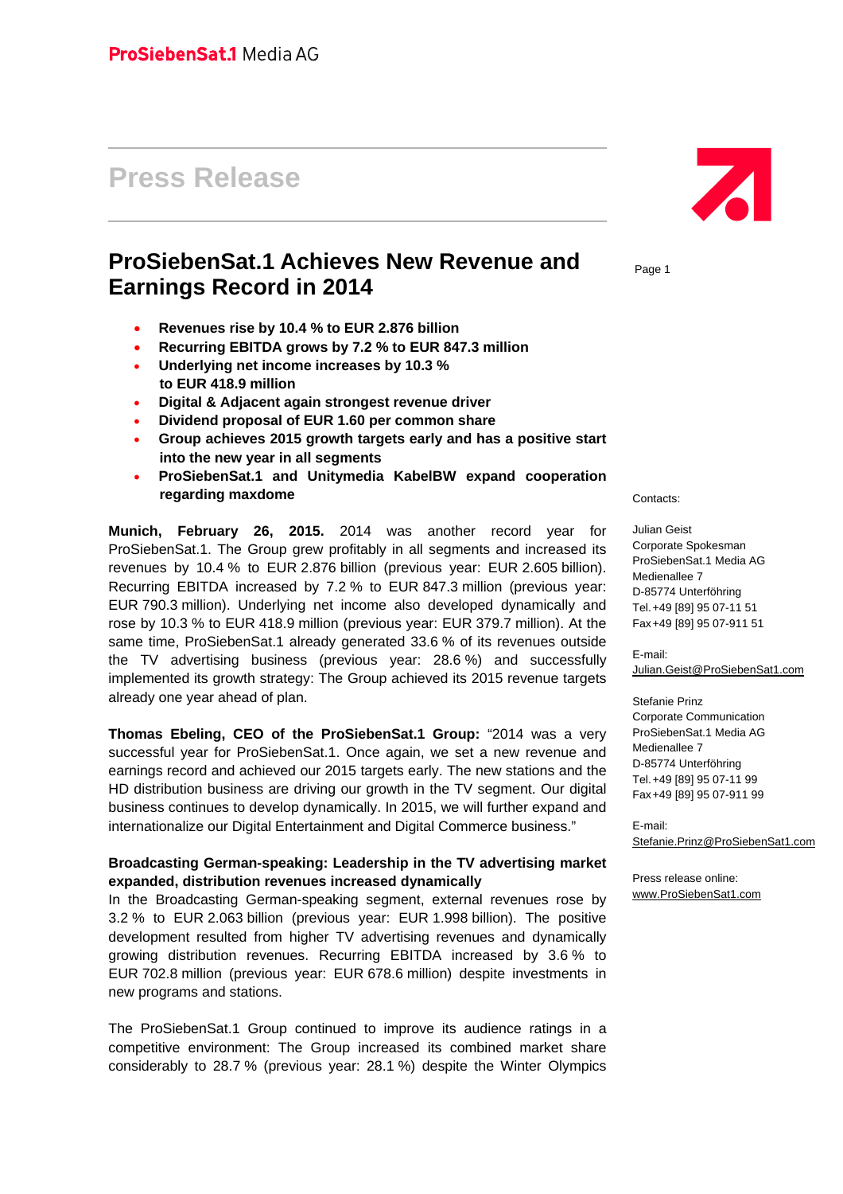ProSiebenSat.1 Media AG

# Press Release

## ProSiebenSat.1 Achieves New Revenue and Earnings Record in 2014

- **Revenues rise by 10.4 % to EUR 2.876 billion**
- **Recurring EBITDA grows by 7.2 % to EUR 847.3 million**
- **Underlying net income increases by 10.3 % to EUR 418.9 million**
- **Digital & Adjacent again strongest revenue driver**
- **Dividend proposal of EUR 1.60 per common share**
- **Group achieves 2015 growth targets early and has a positive start into the new year in all segments**
- **ProSiebenSat.1 and Unitymedia KabelBW expand cooperation regarding maxdome**

**Munich, February 26, 2015.** 2014 was another record year for ProSiebenSat.1. The Group grew profitably in all segments and increased its revenues by 10.4 % to EUR 2.876 billion (previous year: EUR 2.605 billion). Recurring EBITDA increased by 7.2 % to EUR 847.3 million (previous year: EUR 790.3 million). Underlying net income also developed dynamically and rose by 10.3 % to EUR 418.9 million (previous year: EUR 379.7 million). At the same time, ProSiebenSat.1 already generated 33.6 % of its revenues outside the TV advertising business (previous year: 28.6 %) and successfully implemented its growth strategy: The Group achieved its 2015 revenue targets already one year ahead of plan.

**Thomas Ebeling, CEO of the ProSiebenSat.1 Group:** "2014 was a very successful year for ProSiebenSat.1. Once again, we set a new revenue and earnings record and achieved our 2015 targets early. The new stations and the HD distribution business are driving our growth in the TV segment. Our digital business continues to develop dynamically. In 2015, we will further expand and internationalize our Digital Entertainment and Digital Commerce business."

**Broadcasting German-speaking: Leadership in the TV advertising market expanded, distribution revenues increased dynamically**

In the Broadcasting German-speaking segment, external revenues rose by 3.2 % to EUR 2.063 billion (previous year: EUR 1.998 billion). The positive development resulted from higher TV advertising revenues and dynamically growing distribution revenues. Recurring EBITDA increased by 3.6 % to EUR 702.8 million (previous year: EUR 678.6 million) despite investments in new programs and stations.

The ProSiebenSat.1 Group continued to improve its audience ratings in a competitive environment: The Group increased its combined market share considerably to 28.7 % (previous year: 28.1 %) despite the Winter Olympics

Contacts:

Julian Geist
Corporate Spokesman
ProSiebenSat.1 Media AG
Medienallee 7
D-85774 Unterföhring
Tel. +49 [89] 95 07-11 51
Fax +49 [89] 95 07-911 51

E-mail:
Julian.Geist@ProSiebenSat1.com

Stefanie Prinz
Corporate Communication
ProSiebenSat.1 Media AG
Medienallee 7
D-85774 Unterföhring
Tel. +49 [89] 95 07-11 99
Fax +49 [89] 95 07-911 99

E-mail:
Stefanie.Prinz@ProSiebenSat1.com

Press release online:
www.ProSiebenSat1.com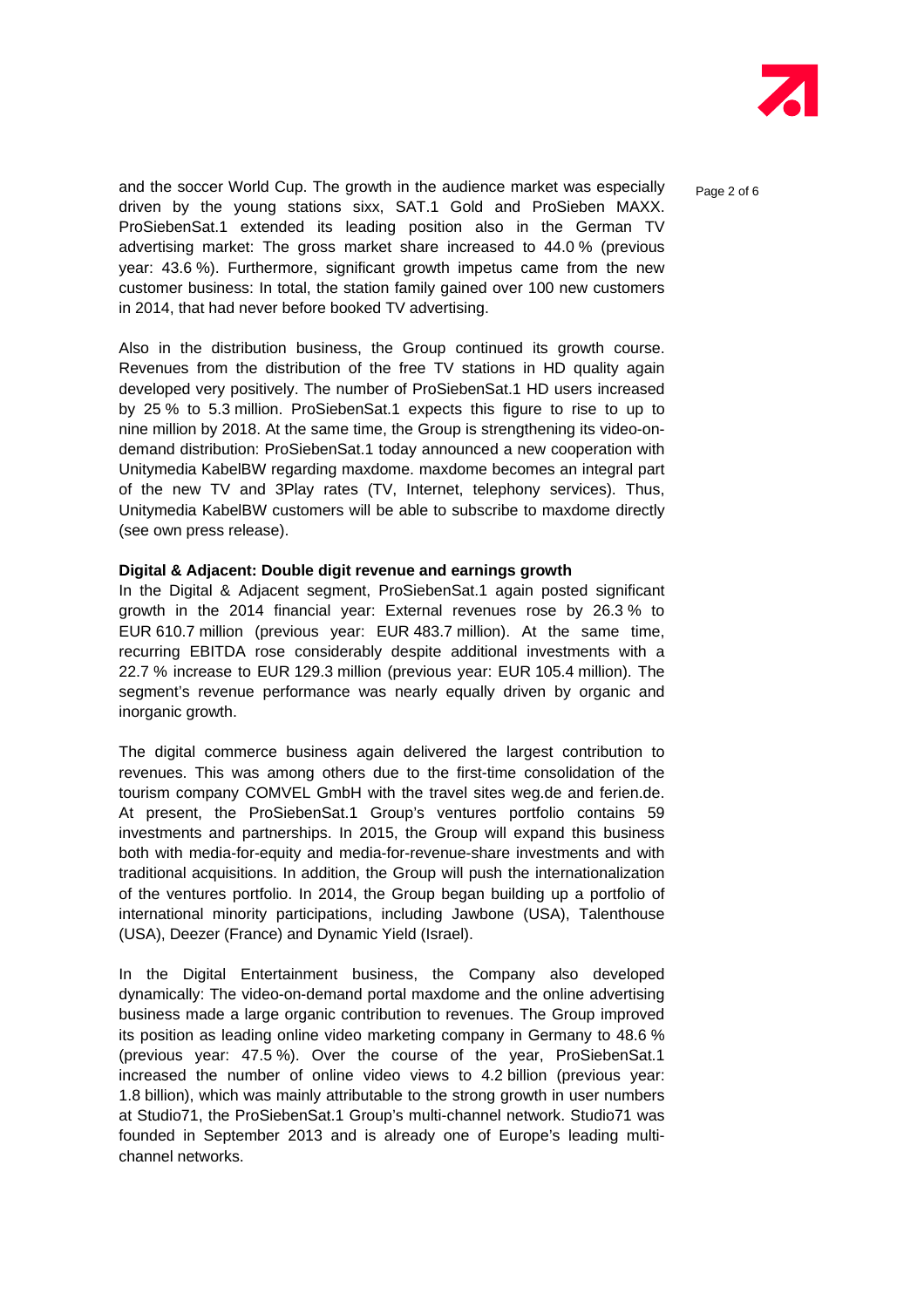and the soccer World Cup. The growth in the audience market was especially driven by the young stations sixx, SAT.1 Gold and ProSieben MAXX. ProSiebenSat.1 extended its leading position also in the German TV advertising market: The gross market share increased to 44.0 % (previous year: 43.6 %). Furthermore, significant growth impetus came from the new customer business: In total, the station family gained over 100 new customers in 2014, that had never before booked TV advertising.

Also in the distribution business, the Group continued its growth course. Revenues from the distribution of the free TV stations in HD quality again developed very positively. The number of ProSiebenSat.1 HD users increased by 25 % to 5.3 million. ProSiebenSat.1 expects this figure to rise to up to nine million by 2018. At the same time, the Group is strengthening its video-on-demand distribution: ProSiebenSat.1 today announced a new cooperation with Unitymedia KabelBW regarding maxdome. maxdome becomes an integral part of the new TV and 3Play rates (TV, Internet, telephony services). Thus, Unitymedia KabelBW customers will be able to subscribe to maxdome directly (see own press release).

**Digital & Adjacent: Double digit revenue and earnings growth**

In the Digital & Adjacent segment, ProSiebenSat.1 again posted significant growth in the 2014 financial year: External revenues rose by 26.3 % to EUR 610.7 million (previous year: EUR 483.7 million). At the same time, recurring EBITDA rose considerably despite additional investments with a 22.7 % increase to EUR 129.3 million (previous year: EUR 105.4 million). The segment's revenue performance was nearly equally driven by organic and inorganic growth.

The digital commerce business again delivered the largest contribution to revenues. This was among others due to the first-time consolidation of the tourism company COMVEL GmbH with the travel sites weg.de and ferien.de. At present, the ProSiebenSat.1 Group's ventures portfolio contains 59 investments and partnerships. In 2015, the Group will expand this business both with media-for-equity and media-for-revenue-share investments and with traditional acquisitions. In addition, the Group will push the internationalization of the ventures portfolio. In 2014, the Group began building up a portfolio of international minority participations, including Jawbone (USA), Talenthouse (USA), Deezer (France) and Dynamic Yield (Israel).

In the Digital Entertainment business, the Company also developed dynamically: The video-on-demand portal maxdome and the online advertising business made a large organic contribution to revenues. The Group improved its position as leading online video marketing company in Germany to 48.6 % (previous year: 47.5 %). Over the course of the year, ProSiebenSat.1 increased the number of online video views to 4.2 billion (previous year: 1.8 billion), which was mainly attributable to the strong growth in user numbers at Studio71, the ProSiebenSat.1 Group's multi-channel network. Studio71 was founded in September 2013 and is already one of Europe's leading multi-channel networks.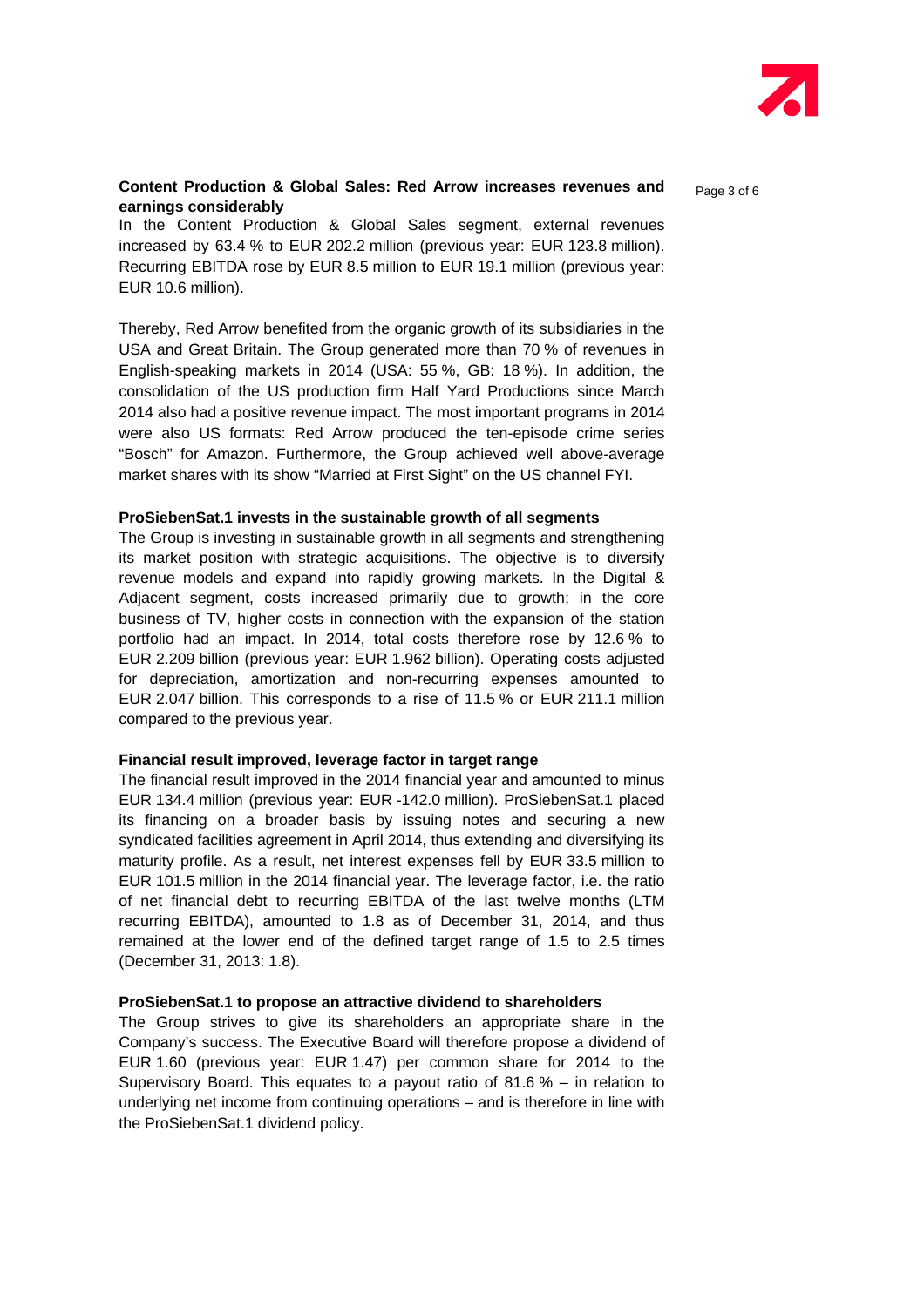**Content Production & Global Sales: Red Arrow increases revenues and earnings considerably**

In the Content Production & Global Sales segment, external revenues increased by 63.4 % to EUR 202.2 million (previous year: EUR 123.8 million). Recurring EBITDA rose by EUR 8.5 million to EUR 19.1 million (previous year: EUR 10.6 million).

Thereby, Red Arrow benefited from the organic growth of its subsidiaries in the USA and Great Britain. The Group generated more than 70 % of revenues in English-speaking markets in 2014 (USA: 55 %, GB: 18 %). In addition, the consolidation of the US production firm Half Yard Productions since March 2014 also had a positive revenue impact. The most important programs in 2014 were also US formats: Red Arrow produced the ten-episode crime series "Bosch" for Amazon. Furthermore, the Group achieved well above-average market shares with its show "Married at First Sight" on the US channel FYI.

**ProSiebenSat.1 invests in the sustainable growth of all segments**

The Group is investing in sustainable growth in all segments and strengthening its market position with strategic acquisitions. The objective is to diversify revenue models and expand into rapidly growing markets. In the Digital & Adjacent segment, costs increased primarily due to growth; in the core business of TV, higher costs in connection with the expansion of the station portfolio had an impact. In 2014, total costs therefore rose by 12.6 % to EUR 2.209 billion (previous year: EUR 1.962 billion). Operating costs adjusted for depreciation, amortization and non-recurring expenses amounted to EUR 2.047 billion. This corresponds to a rise of 11.5 % or EUR 211.1 million compared to the previous year.

**Financial result improved, leverage factor in target range**

The financial result improved in the 2014 financial year and amounted to minus EUR 134.4 million (previous year: EUR -142.0 million). ProSiebenSat.1 placed its financing on a broader basis by issuing notes and securing a new syndicated facilities agreement in April 2014, thus extending and diversifying its maturity profile. As a result, net interest expenses fell by EUR 33.5 million to EUR 101.5 million in the 2014 financial year. The leverage factor, i.e. the ratio of net financial debt to recurring EBITDA of the last twelve months (LTM recurring EBITDA), amounted to 1.8 as of December 31, 2014, and thus remained at the lower end of the defined target range of 1.5 to 2.5 times (December 31, 2013: 1.8).

**ProSiebenSat.1 to propose an attractive dividend to shareholders**

The Group strives to give its shareholders an appropriate share in the Company's success. The Executive Board will therefore propose a dividend of EUR 1.60 (previous year: EUR 1.47) per common share for 2014 to the Supervisory Board. This equates to a payout ratio of 81.6 % – in relation to underlying net income from continuing operations – and is therefore in line with the ProSiebenSat.1 dividend policy.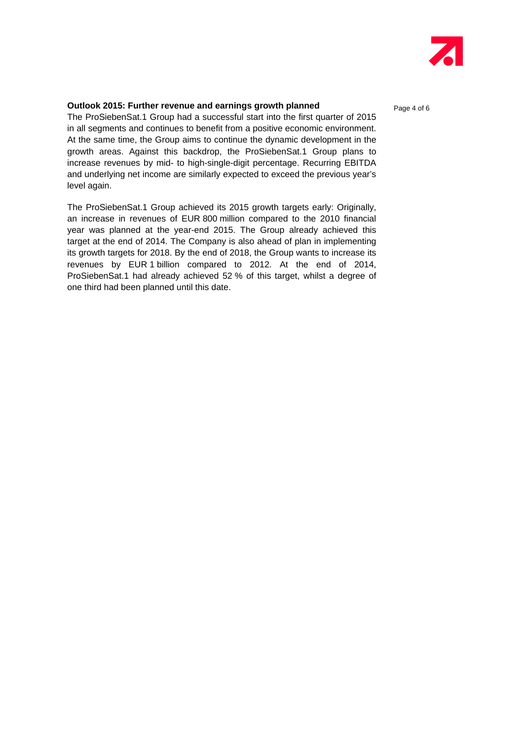**Outlook 2015: Further revenue and earnings growth planned**

The ProSiebenSat.1 Group had a successful start into the first quarter of 2015 in all segments and continues to benefit from a positive economic environment. At the same time, the Group aims to continue the dynamic development in the growth areas. Against this backdrop, the ProSiebenSat.1 Group plans to increase revenues by mid- to high-single-digit percentage. Recurring EBITDA and underlying net income are similarly expected to exceed the previous year's level again.

The ProSiebenSat.1 Group achieved its 2015 growth targets early: Originally, an increase in revenues of EUR 800 million compared to the 2010 financial year was planned at the year-end 2015. The Group already achieved this target at the end of 2014. The Company is also ahead of plan in implementing its growth targets for 2018. By the end of 2018, the Group wants to increase its revenues by EUR 1 billion compared to 2012. At the end of 2014, ProSiebenSat.1 had already achieved 52 % of this target, whilst a degree of one third had been planned until this date.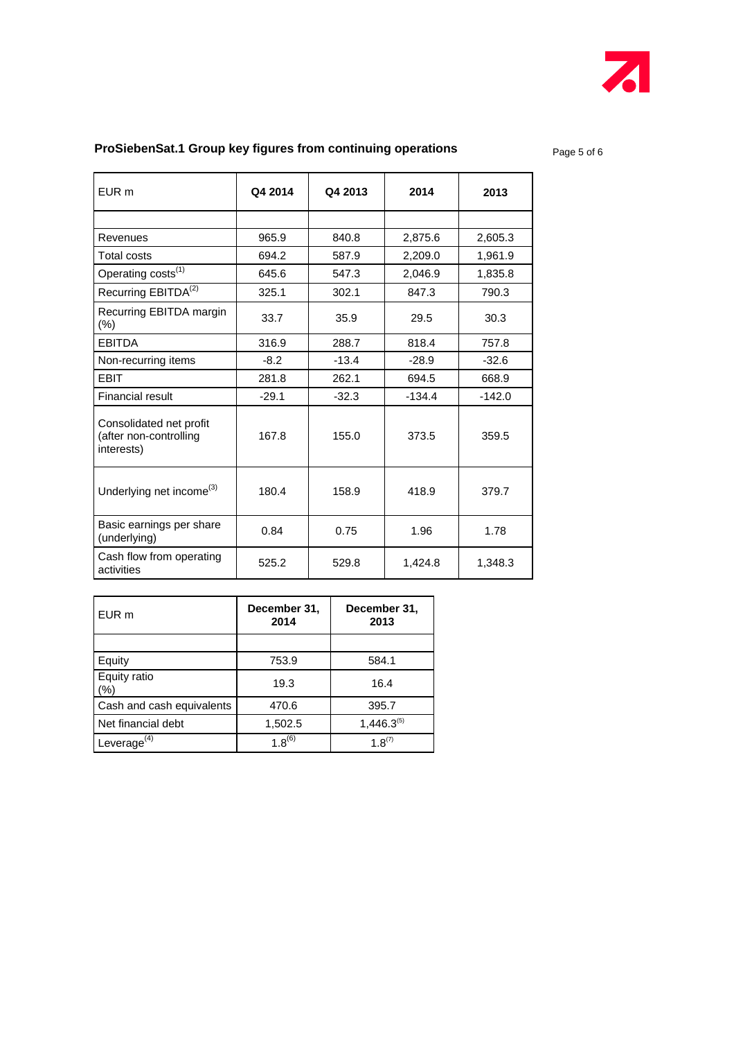## ProSiebenSat.1 Group key figures from continuing operations

| EUR m | Q4 2014 | Q4 2013 | 2014 | 2013 |
|---|---|---|---|---|
| | | | | |
| Revenues | 965.9 | 840.8 | 2,875.6 | 2,605.3 |
| Total costs | 694.2 | 587.9 | 2,209.0 | 1,961.9 |
| Operating costs[(1)] | 645.6 | 547.3 | 2,046.9 | 1,835.8 |
| Recurring EBITDA[(2)] | 325.1 | 302.1 | 847.3 | 790.3 |
| Recurring EBITDA margin (%) | 33.7 | 35.9 | 29.5 | 30.3 |
| EBITDA | 316.9 | 288.7 | 818.4 | 757.8 |
| Non-recurring items | -8.2 | -13.4 | -28.9 | -32.6 |
| EBIT | 281.8 | 262.1 | 694.5 | 668.9 |
| Financial result | -29.1 | -32.3 | -134.4 | -142.0 |
| Consolidated net profit (after non-controlling interests) | 167.8 | 155.0 | 373.5 | 359.5 |
| Underlying net income[(3)] | 180.4 | 158.9 | 418.9 | 379.7 |
| Basic earnings per share (underlying) | 0.84 | 0.75 | 1.96 | 1.78 |
| Cash flow from operating activities | 525.2 | 529.8 | 1,424.8 | 1,348.3 |

| EUR m | December 31, 2014 | December 31, 2013 |
|---|---|---|
| | | |
| Equity | 753.9 | 584.1 |
| Equity ratio (%) | 19.3 | 16.4 |
| Cash and cash equivalents | 470.6 | 395.7 |
| Net financial debt | 1,502.5 | 1,446.3[(5)] |
| Leverage[(4)] | 1.8[(6)] | 1.8[(7)] |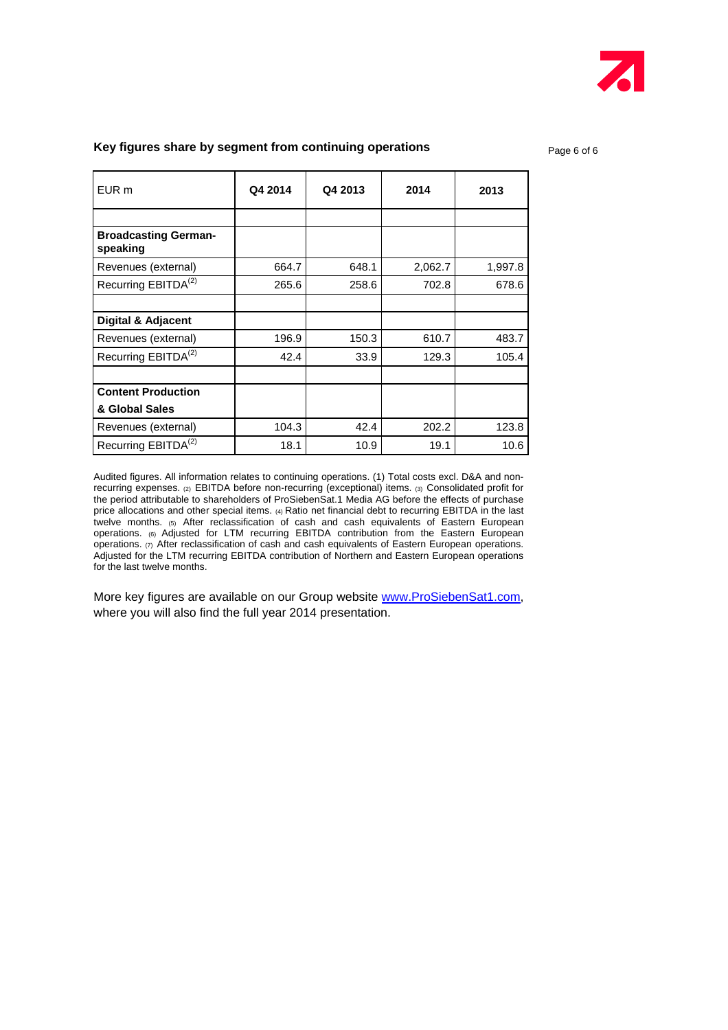## Key figures share by segment from continuing operations

| EUR m | Q4 2014 | Q4 2013 | 2014 | 2013 |
|---|---|---|---|---|
| | | | | |
| **Broadcasting German-speaking** | | | | |
| Revenues (external) | 664.7 | 648.1 | 2,062.7 | 1,997.8 |
| Recurring EBITDA[(2)] | 265.6 | 258.6 | 702.8 | 678.6 |
| | | | | |
| **Digital & Adjacent** | | | | |
| Revenues (external) | 196.9 | 150.3 | 610.7 | 483.7 |
| Recurring EBITDA[(2)] | 42.4 | 33.9 | 129.3 | 105.4 |
| | | | | |
| **Content Production & Global Sales** | | | | |
| Revenues (external) | 104.3 | 42.4 | 202.2 | 123.8 |
| Recurring EBITDA[(2)] | 18.1 | 10.9 | 19.1 | 10.6 |

Audited figures. All information relates to continuing operations. (1) Total costs excl. D&A and non-recurring expenses. (2) EBITDA before non-recurring (exceptional) items. (3) Consolidated profit for the period attributable to shareholders of ProSiebenSat.1 Media AG before the effects of purchase price allocations and other special items. (4) Ratio net financial debt to recurring EBITDA in the last twelve months. (5) After reclassification of cash and cash equivalents of Eastern European operations. (6) Adjusted for LTM recurring EBITDA contribution from the Eastern European operations. (7) After reclassification of cash and cash equivalents of Eastern European operations. Adjusted for the LTM recurring EBITDA contribution of Northern and Eastern European operations for the last twelve months.

More key figures are available on our Group website www.ProSiebenSat1.com, where you will also find the full year 2014 presentation.